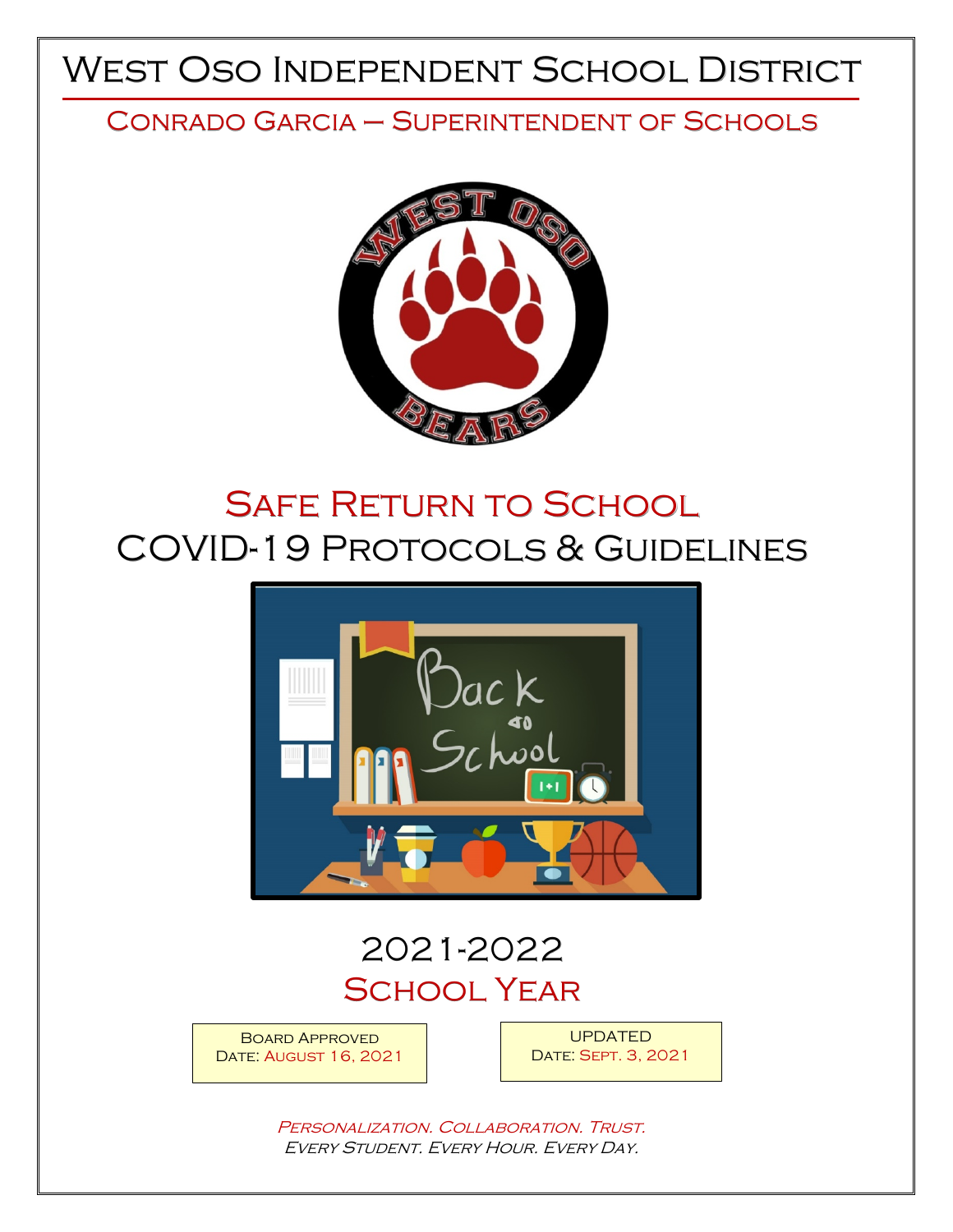# West Oso Independent School District

## Conrado Garcia – Superintendent of Schools

# Safe Return to School
# COVID-19 Protocols & Guidelines

## 2021-2022
## School Year

Board Approved
Date: August 16, 2021

UPDATED
Date: Sept. 3, 2021

*Personalization. Collaboration. Trust.*
*Every Student. Every Hour. Every Day.*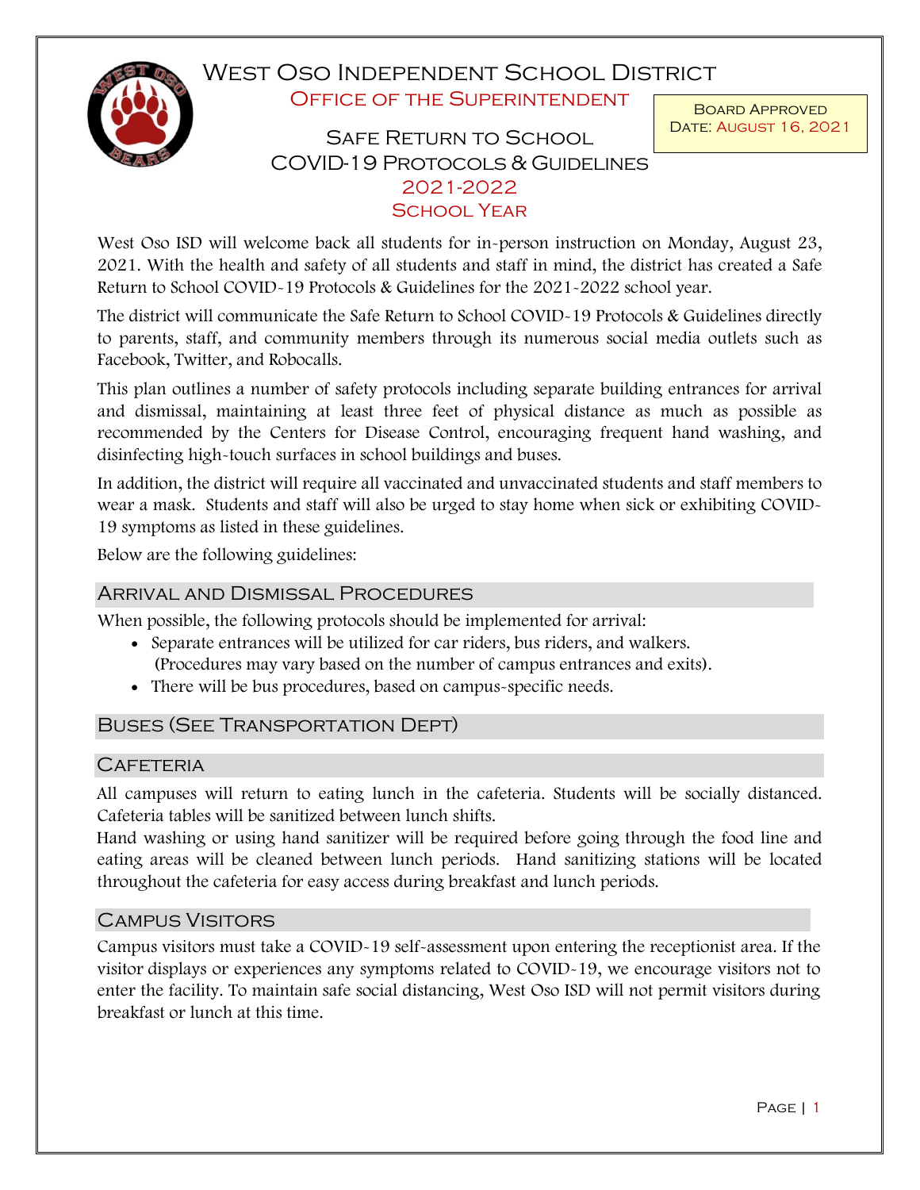# West Oso Independent School District

## Office of the Superintendent

Board Approved
Date: August 16, 2021

## Safe Return to School COVID-19 Protocols & Guidelines 2021-2022 School Year

West Oso ISD will welcome back all students for in-person instruction on Monday, August 23, 2021. With the health and safety of all students and staff in mind, the district has created a Safe Return to School COVID-19 Protocols & Guidelines for the 2021-2022 school year.

The district will communicate the Safe Return to School COVID-19 Protocols & Guidelines directly to parents, staff, and community members through its numerous social media outlets such as Facebook, Twitter, and Robocalls.

This plan outlines a number of safety protocols including separate building entrances for arrival and dismissal, maintaining at least three feet of physical distance as much as possible as recommended by the Centers for Disease Control, encouraging frequent hand washing, and disinfecting high-touch surfaces in school buildings and buses.

In addition, the district will require all vaccinated and unvaccinated students and staff members to wear a mask. Students and staff will also be urged to stay home when sick or exhibiting COVID-19 symptoms as listed in these guidelines.

Below are the following guidelines:

### Arrival and Dismissal Procedures

When possible, the following protocols should be implemented for arrival:

- Separate entrances will be utilized for car riders, bus riders, and walkers. (Procedures may vary based on the number of campus entrances and exits).
- There will be bus procedures, based on campus-specific needs.

### Buses (See Transportation Dept)

### Cafeteria

All campuses will return to eating lunch in the cafeteria. Students will be socially distanced. Cafeteria tables will be sanitized between lunch shifts.

Hand washing or using hand sanitizer will be required before going through the food line and eating areas will be cleaned between lunch periods. Hand sanitizing stations will be located throughout the cafeteria for easy access during breakfast and lunch periods.

### Campus Visitors

Campus visitors must take a COVID-19 self-assessment upon entering the receptionist area. If the visitor displays or experiences any symptoms related to COVID-19, we encourage visitors not to enter the facility. To maintain safe social distancing, West Oso ISD will not permit visitors during breakfast or lunch at this time.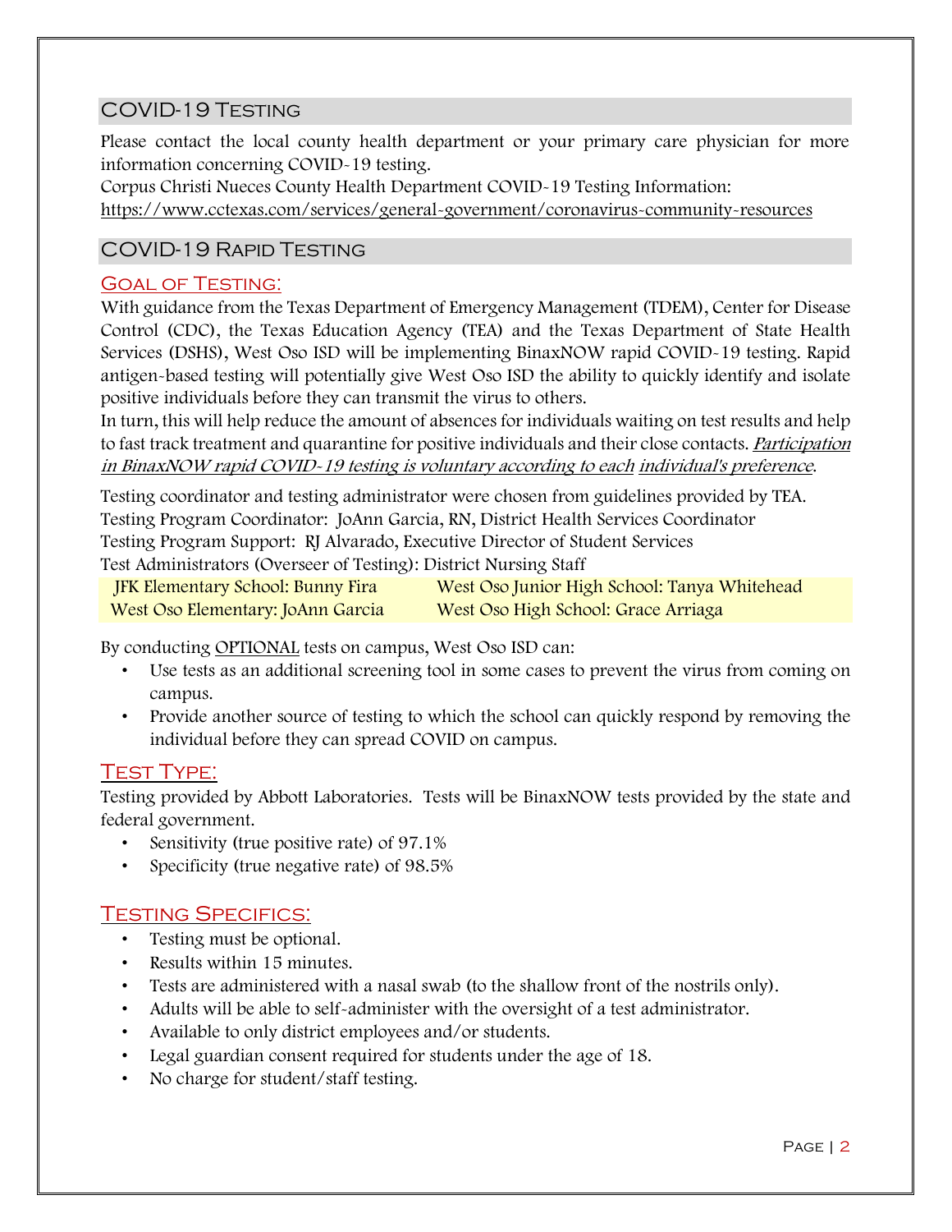## COVID-19 Testing

Please contact the local county health department or your primary care physician for more information concerning COVID-19 testing.
Corpus Christi Nueces County Health Department COVID-19 Testing Information:
https://www.cctexas.com/services/general-government/coronavirus-community-resources

## COVID-19 Rapid Testing

### Goal of Testing:

With guidance from the Texas Department of Emergency Management (TDEM), Center for Disease Control (CDC), the Texas Education Agency (TEA) and the Texas Department of State Health Services (DSHS), West Oso ISD will be implementing BinaxNOW rapid COVID-19 testing. Rapid antigen-based testing will potentially give West Oso ISD the ability to quickly identify and isolate positive individuals before they can transmit the virus to others.
In turn, this will help reduce the amount of absences for individuals waiting on test results and help to fast track treatment and quarantine for positive individuals and their close contacts. *Participation in BinaxNOW rapid COVID-19 testing is voluntary according to each individual's preference*.

Testing coordinator and testing administrator were chosen from guidelines provided by TEA.
Testing Program Coordinator: JoAnn Garcia, RN, District Health Services Coordinator
Testing Program Support: RJ Alvarado, Executive Director of Student Services
Test Administrators (Overseer of Testing): District Nursing Staff

| | |
|---|---|
| JFK Elementary School: Bunny Fira | West Oso Junior High School: Tanya Whitehead |
| West Oso Elementary: JoAnn Garcia | West Oso High School: Grace Arriaga |

By conducting OPTIONAL tests on campus, West Oso ISD can:

- Use tests as an additional screening tool in some cases to prevent the virus from coming on campus.
- Provide another source of testing to which the school can quickly respond by removing the individual before they can spread COVID on campus.

### Test Type:

Testing provided by Abbott Laboratories. Tests will be BinaxNOW tests provided by the state and federal government.

- Sensitivity (true positive rate) of 97.1%
- Specificity (true negative rate) of 98.5%

### Testing Specifics:

- Testing must be optional.
- Results within 15 minutes.
- Tests are administered with a nasal swab (to the shallow front of the nostrils only).
- Adults will be able to self-administer with the oversight of a test administrator.
- Available to only district employees and/or students.
- Legal guardian consent required for students under the age of 18.
- No charge for student/staff testing.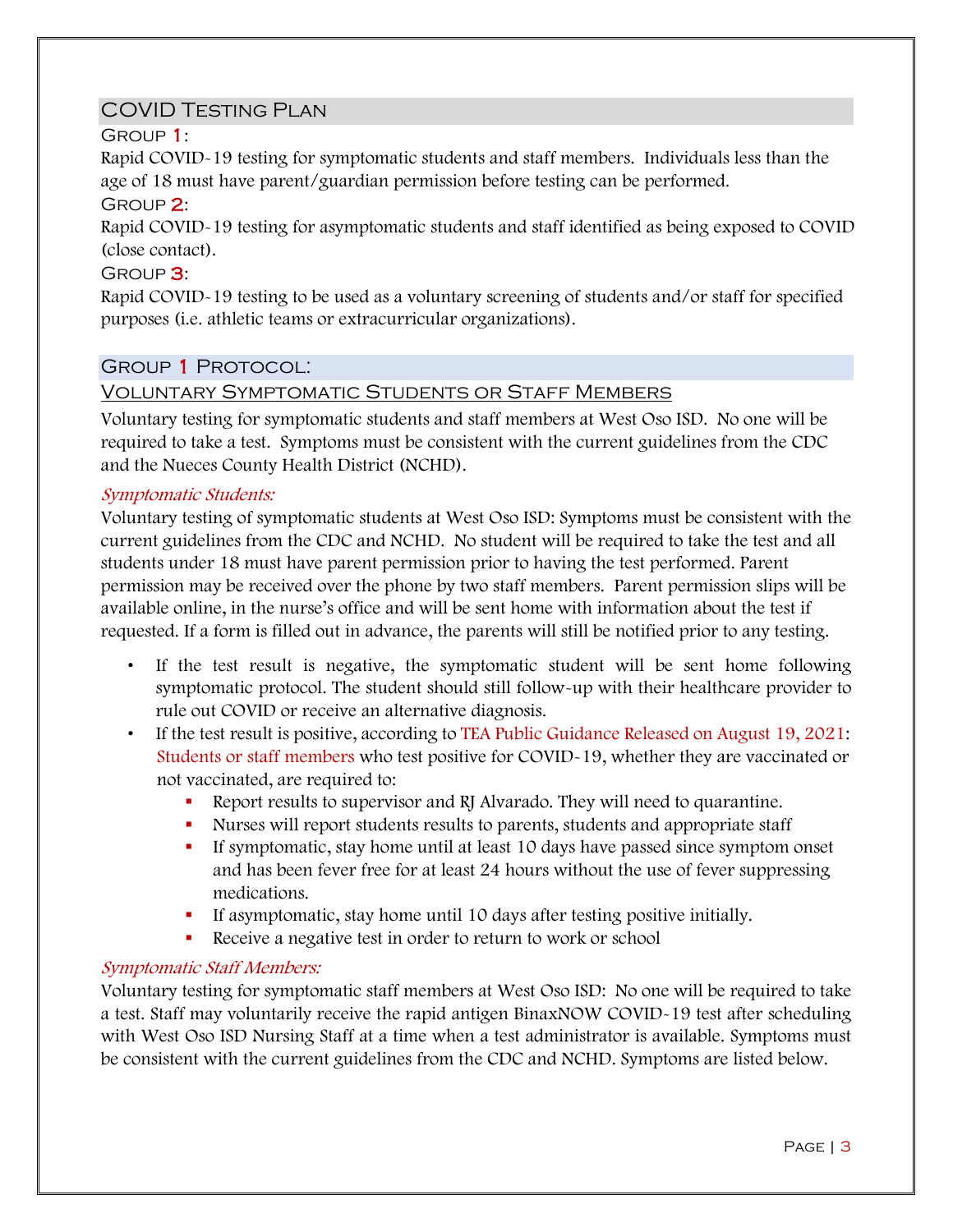## COVID Testing Plan

### Group 1:

Rapid COVID-19 testing for symptomatic students and staff members. Individuals less than the age of 18 must have parent/guardian permission before testing can be performed.

### Group 2:

Rapid COVID-19 testing for asymptomatic students and staff identified as being exposed to COVID (close contact).

### Group 3:

Rapid COVID-19 testing to be used as a voluntary screening of students and/or staff for specified purposes (i.e. athletic teams or extracurricular organizations).

## Group 1 Protocol:

### Voluntary Symptomatic Students or Staff Members

Voluntary testing for symptomatic students and staff members at West Oso ISD. No one will be required to take a test. Symptoms must be consistent with the current guidelines from the CDC and the Nueces County Health District (NCHD).

*Symptomatic Students:*

Voluntary testing of symptomatic students at West Oso ISD: Symptoms must be consistent with the current guidelines from the CDC and NCHD. No student will be required to take the test and all students under 18 must have parent permission prior to having the test performed. Parent permission may be received over the phone by two staff members. Parent permission slips will be available online, in the nurse's office and will be sent home with information about the test if requested. If a form is filled out in advance, the parents will still be notified prior to any testing.

- If the test result is negative, the symptomatic student will be sent home following symptomatic protocol. The student should still follow-up with their healthcare provider to rule out COVID or receive an alternative diagnosis.
- If the test result is positive, according to TEA Public Guidance Released on August 19, 2021: Students or staff members who test positive for COVID-19, whether they are vaccinated or not vaccinated, are required to:
  - Report results to supervisor and RJ Alvarado. They will need to quarantine.
  - Nurses will report students results to parents, students and appropriate staff
  - If symptomatic, stay home until at least 10 days have passed since symptom onset and has been fever free for at least 24 hours without the use of fever suppressing medications.
  - If asymptomatic, stay home until 10 days after testing positive initially.
  - Receive a negative test in order to return to work or school

*Symptomatic Staff Members:*

Voluntary testing for symptomatic staff members at West Oso ISD: No one will be required to take a test. Staff may voluntarily receive the rapid antigen BinaxNOW COVID-19 test after scheduling with West Oso ISD Nursing Staff at a time when a test administrator is available. Symptoms must be consistent with the current guidelines from the CDC and NCHD. Symptoms are listed below.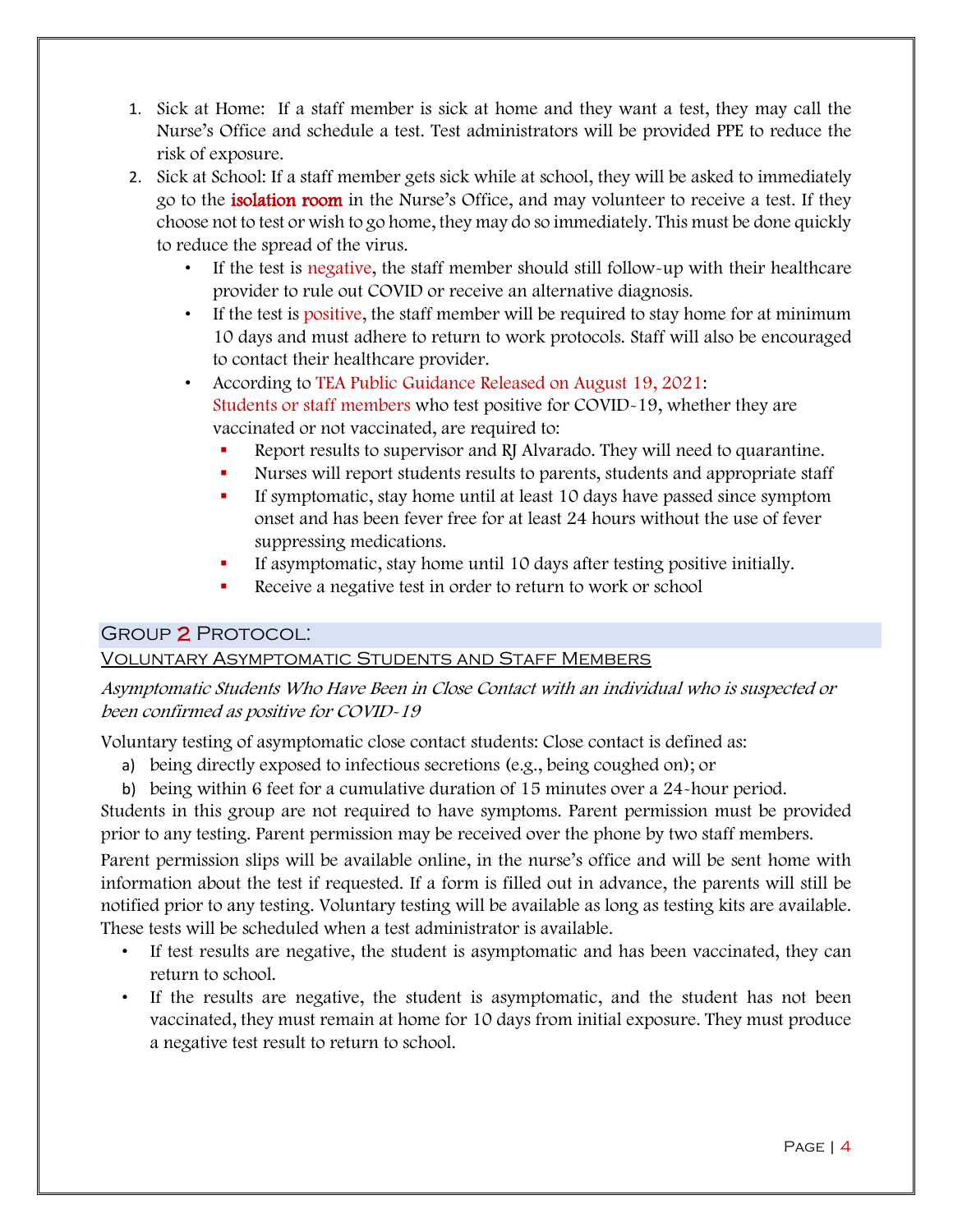1. Sick at Home: If a staff member is sick at home and they want a test, they may call the Nurse's Office and schedule a test. Test administrators will be provided PPE to reduce the risk of exposure.
2. Sick at School: If a staff member gets sick while at school, they will be asked to immediately go to the **isolation room** in the Nurse's Office, and may volunteer to receive a test. If they choose not to test or wish to go home, they may do so immediately. This must be done quickly to reduce the spread of the virus.
   - If the test is negative, the staff member should still follow-up with their healthcare provider to rule out COVID or receive an alternative diagnosis.
   - If the test is positive, the staff member will be required to stay home for at minimum 10 days and must adhere to return to work protocols. Staff will also be encouraged to contact their healthcare provider.
   - According to TEA Public Guidance Released on August 19, 2021:
     Students or staff members who test positive for COVID-19, whether they are vaccinated or not vaccinated, are required to:
     - Report results to supervisor and RJ Alvarado. They will need to quarantine.
     - Nurses will report students results to parents, students and appropriate staff
     - If symptomatic, stay home until at least 10 days have passed since symptom onset and has been fever free for at least 24 hours without the use of fever suppressing medications.
     - If asymptomatic, stay home until 10 days after testing positive initially.
     - Receive a negative test in order to return to work or school

## Group 2 Protocol:

### Voluntary Asymptomatic Students and Staff Members

*Asymptomatic Students Who Have Been in Close Contact with an individual who is suspected or been confirmed as positive for COVID-19*

Voluntary testing of asymptomatic close contact students: Close contact is defined as:

a) being directly exposed to infectious secretions (e.g., being coughed on); or
b) being within 6 feet for a cumulative duration of 15 minutes over a 24-hour period.

Students in this group are not required to have symptoms. Parent permission must be provided prior to any testing. Parent permission may be received over the phone by two staff members.

Parent permission slips will be available online, in the nurse's office and will be sent home with information about the test if requested. If a form is filled out in advance, the parents will still be notified prior to any testing. Voluntary testing will be available as long as testing kits are available. These tests will be scheduled when a test administrator is available.

- If test results are negative, the student is asymptomatic and has been vaccinated, they can return to school.
- If the results are negative, the student is asymptomatic, and the student has not been vaccinated, they must remain at home for 10 days from initial exposure. They must produce a negative test result to return to school.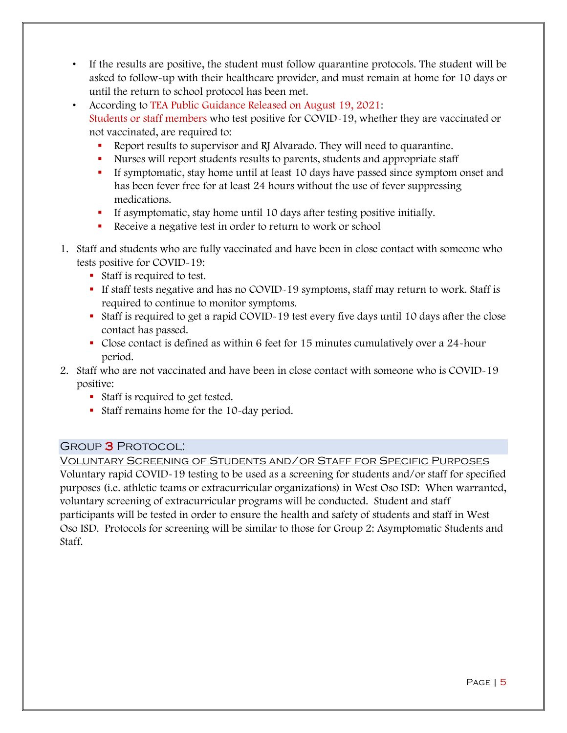- If the results are positive, the student must follow quarantine protocols. The student will be asked to follow-up with their healthcare provider, and must remain at home for 10 days or until the return to school protocol has been met.
- According to TEA Public Guidance Released on August 19, 2021:
  Students or staff members who test positive for COVID-19, whether they are vaccinated or not vaccinated, are required to:
  - Report results to supervisor and RJ Alvarado. They will need to quarantine.
  - Nurses will report students results to parents, students and appropriate staff
  - If symptomatic, stay home until at least 10 days have passed since symptom onset and has been fever free for at least 24 hours without the use of fever suppressing medications.
  - If asymptomatic, stay home until 10 days after testing positive initially.
  - Receive a negative test in order to return to work or school

1. Staff and students who are fully vaccinated and have been in close contact with someone who tests positive for COVID-19:
   - Staff is required to test.
   - If staff tests negative and has no COVID-19 symptoms, staff may return to work. Staff is required to continue to monitor symptoms.
   - Staff is required to get a rapid COVID-19 test every five days until 10 days after the close contact has passed.
   - Close contact is defined as within 6 feet for 15 minutes cumulatively over a 24-hour period.
2. Staff who are not vaccinated and have been in close contact with someone who is COVID-19 positive:
   - Staff is required to get tested.
   - Staff remains home for the 10-day period.

## Group 3 Protocol:

### Voluntary Screening of Students and/or Staff for Specific Purposes

Voluntary rapid COVID-19 testing to be used as a screening for students and/or staff for specified purposes (i.e. athletic teams or extracurricular organizations) in West Oso ISD: When warranted, voluntary screening of extracurricular programs will be conducted. Student and staff participants will be tested in order to ensure the health and safety of students and staff in West Oso ISD. Protocols for screening will be similar to those for Group 2: Asymptomatic Students and Staff.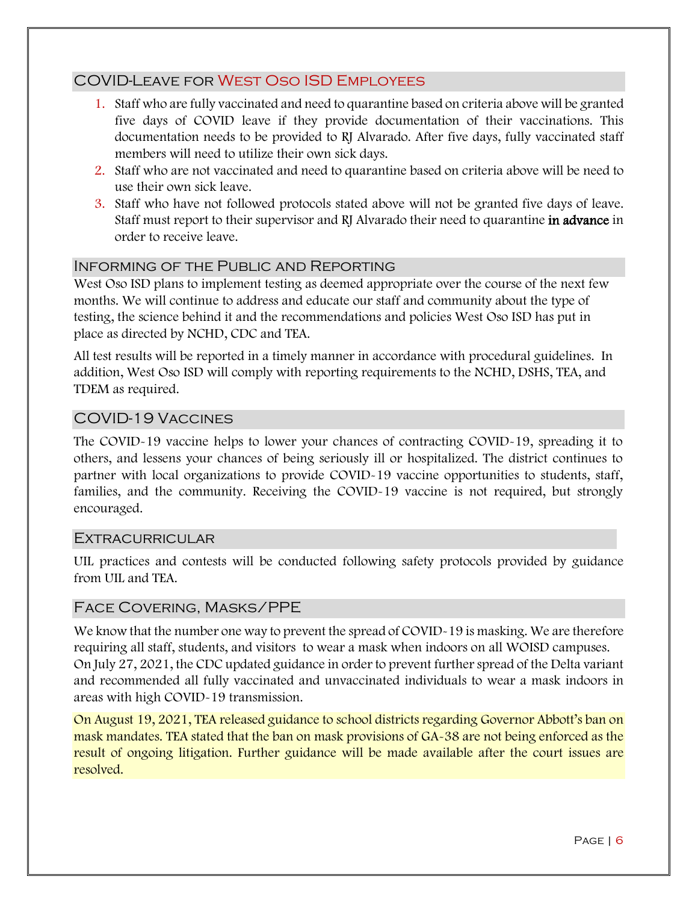## COVID-Leave for West Oso ISD Employees

1. Staff who are fully vaccinated and need to quarantine based on criteria above will be granted five days of COVID leave if they provide documentation of their vaccinations. This documentation needs to be provided to RJ Alvarado. After five days, fully vaccinated staff members will need to utilize their own sick days.
2. Staff who are not vaccinated and need to quarantine based on criteria above will be need to use their own sick leave.
3. Staff who have not followed protocols stated above will not be granted five days of leave. Staff must report to their supervisor and RJ Alvarado their need to quarantine **in advance** in order to receive leave.

## Informing of the Public and Reporting

West Oso ISD plans to implement testing as deemed appropriate over the course of the next few months. We will continue to address and educate our staff and community about the type of testing, the science behind it and the recommendations and policies West Oso ISD has put in place as directed by NCHD, CDC and TEA.

All test results will be reported in a timely manner in accordance with procedural guidelines. In addition, West Oso ISD will comply with reporting requirements to the NCHD, DSHS, TEA, and TDEM as required.

## COVID-19 Vaccines

The COVID-19 vaccine helps to lower your chances of contracting COVID-19, spreading it to others, and lessens your chances of being seriously ill or hospitalized. The district continues to partner with local organizations to provide COVID-19 vaccine opportunities to students, staff, families, and the community. Receiving the COVID-19 vaccine is not required, but strongly encouraged.

## Extracurricular

UIL practices and contests will be conducted following safety protocols provided by guidance from UIL and TEA.

## Face Covering, Masks/PPE

We know that the number one way to prevent the spread of COVID-19 is masking. We are therefore requiring all staff, students, and visitors to wear a mask when indoors on all WOISD campuses. On July 27, 2021, the CDC updated guidance in order to prevent further spread of the Delta variant and recommended all fully vaccinated and unvaccinated individuals to wear a mask indoors in areas with high COVID-19 transmission.

On August 19, 2021, TEA released guidance to school districts regarding Governor Abbott's ban on mask mandates. TEA stated that the ban on mask provisions of GA-38 are not being enforced as the result of ongoing litigation. Further guidance will be made available after the court issues are resolved.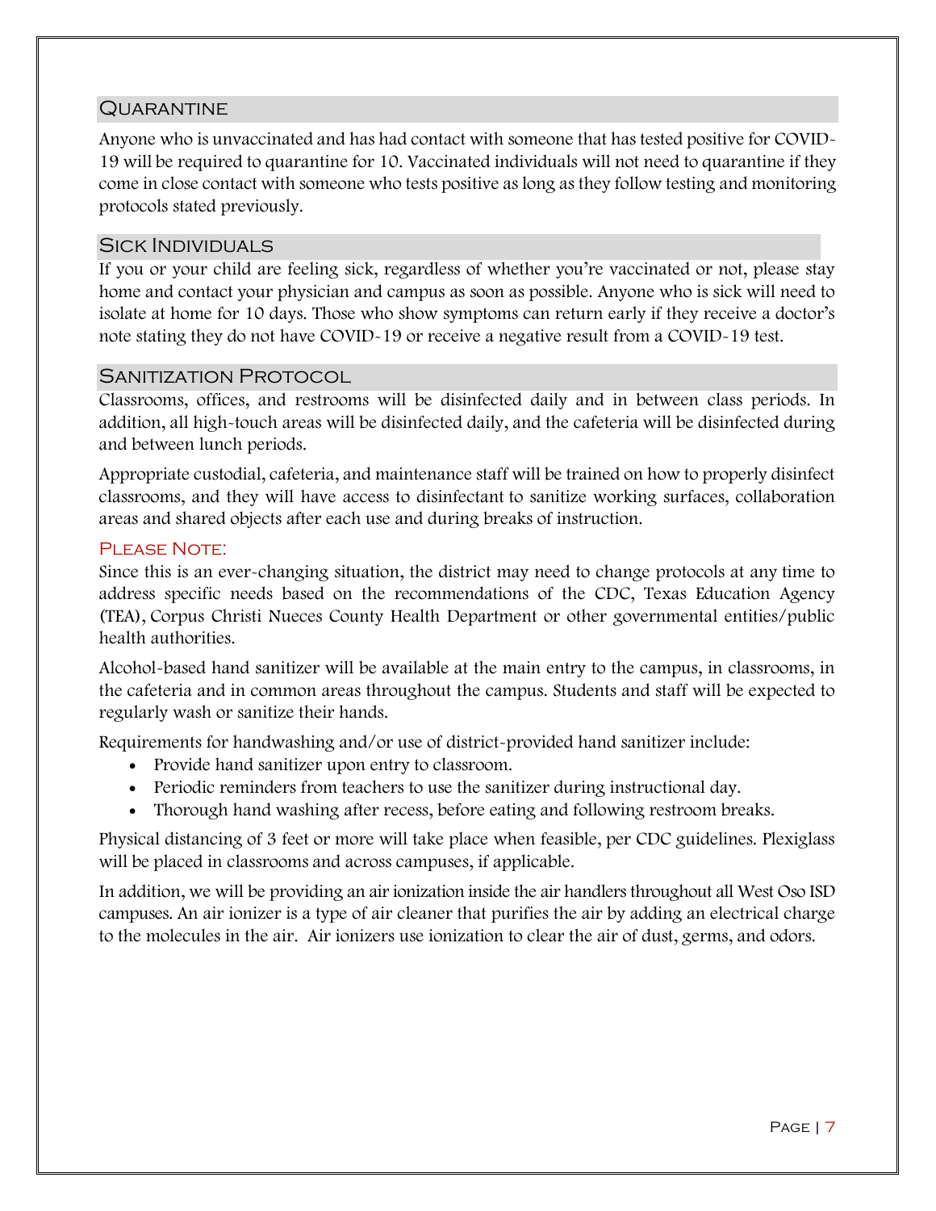## Quarantine

Anyone who is unvaccinated and has had contact with someone that has tested positive for COVID-19 will be required to quarantine for 10. Vaccinated individuals will not need to quarantine if they come in close contact with someone who tests positive as long as they follow testing and monitoring protocols stated previously.

## Sick Individuals

If you or your child are feeling sick, regardless of whether you're vaccinated or not, please stay home and contact your physician and campus as soon as possible. Anyone who is sick will need to isolate at home for 10 days. Those who show symptoms can return early if they receive a doctor's note stating they do not have COVID-19 or receive a negative result from a COVID-19 test.

## Sanitization Protocol

Classrooms, offices, and restrooms will be disinfected daily and in between class periods. In addition, all high-touch areas will be disinfected daily, and the cafeteria will be disinfected during and between lunch periods.

Appropriate custodial, cafeteria, and maintenance staff will be trained on how to properly disinfect classrooms, and they will have access to disinfectant to sanitize working surfaces, collaboration areas and shared objects after each use and during breaks of instruction.

### Please Note:

Since this is an ever-changing situation, the district may need to change protocols at any time to address specific needs based on the recommendations of the CDC, Texas Education Agency (TEA), Corpus Christi Nueces County Health Department or other governmental entities/public health authorities.

Alcohol-based hand sanitizer will be available at the main entry to the campus, in classrooms, in the cafeteria and in common areas throughout the campus. Students and staff will be expected to regularly wash or sanitize their hands.

Requirements for handwashing and/or use of district-provided hand sanitizer include:

- Provide hand sanitizer upon entry to classroom.
- Periodic reminders from teachers to use the sanitizer during instructional day.
- Thorough hand washing after recess, before eating and following restroom breaks.

Physical distancing of 3 feet or more will take place when feasible, per CDC guidelines. Plexiglass will be placed in classrooms and across campuses, if applicable.

In addition, we will be providing an air ionization inside the air handlers throughout all West Oso ISD campuses. An air ionizer is a type of air cleaner that purifies the air by adding an electrical charge to the molecules in the air. Air ionizers use ionization to clear the air of dust, germs, and odors.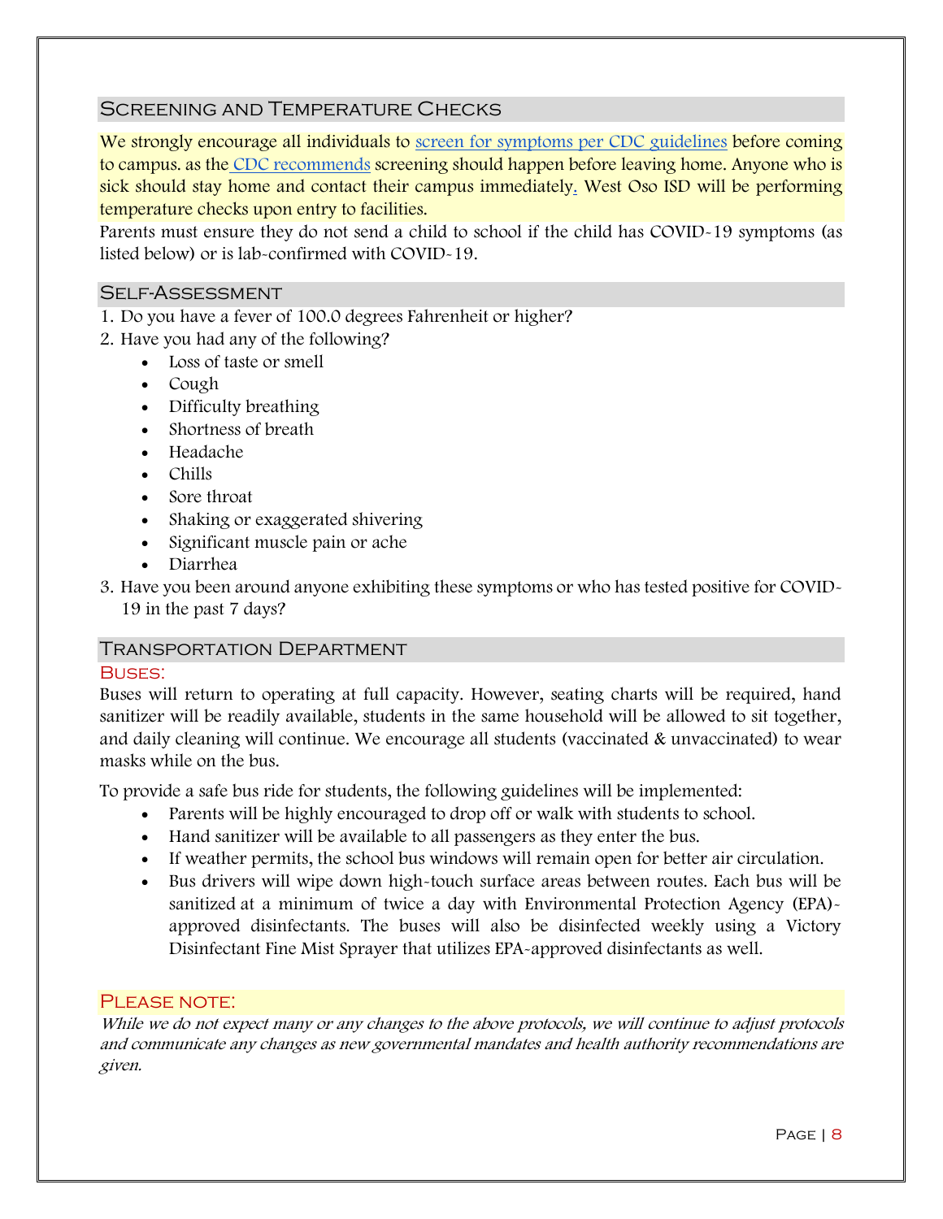## Screening and Temperature Checks

We strongly encourage all individuals to screen for symptoms per CDC guidelines before coming to campus. as the CDC recommends screening should happen before leaving home. Anyone who is sick should stay home and contact their campus immediately. West Oso ISD will be performing temperature checks upon entry to facilities.

Parents must ensure they do not send a child to school if the child has COVID-19 symptoms (as listed below) or is lab-confirmed with COVID-19.

## Self-Assessment

1. Do you have a fever of 100.0 degrees Fahrenheit or higher?
2. Have you had any of the following?
   - Loss of taste or smell
   - Cough
   - Difficulty breathing
   - Shortness of breath
   - Headache
   - Chills
   - Sore throat
   - Shaking or exaggerated shivering
   - Significant muscle pain or ache
   - Diarrhea
3. Have you been around anyone exhibiting these symptoms or who has tested positive for COVID-19 in the past 7 days?

## Transportation Department

### Buses:

Buses will return to operating at full capacity. However, seating charts will be required, hand sanitizer will be readily available, students in the same household will be allowed to sit together, and daily cleaning will continue. We encourage all students (vaccinated & unvaccinated) to wear masks while on the bus.

To provide a safe bus ride for students, the following guidelines will be implemented:

- Parents will be highly encouraged to drop off or walk with students to school.
- Hand sanitizer will be available to all passengers as they enter the bus.
- If weather permits, the school bus windows will remain open for better air circulation.
- Bus drivers will wipe down high-touch surface areas between routes. Each bus will be sanitized at a minimum of twice a day with Environmental Protection Agency (EPA)-approved disinfectants. The buses will also be disinfected weekly using a Victory Disinfectant Fine Mist Sprayer that utilizes EPA-approved disinfectants as well.

### Please note:

*While we do not expect many or any changes to the above protocols, we will continue to adjust protocols and communicate any changes as new governmental mandates and health authority recommendations are given.*